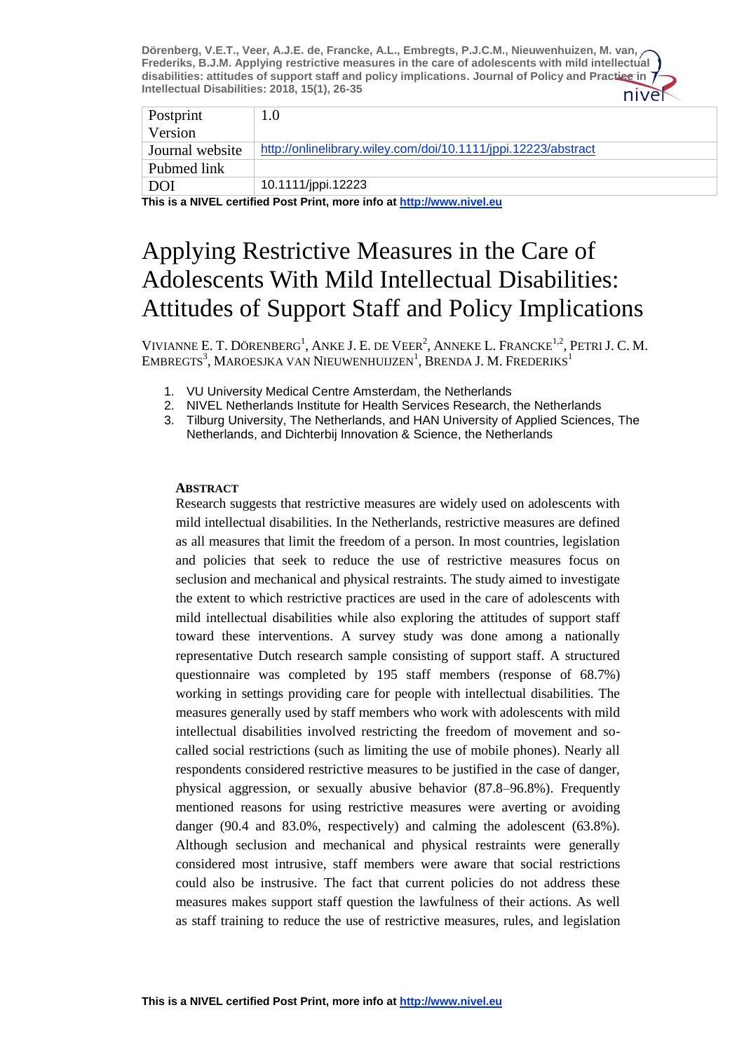Dörenberg, V.E.T., Veer, A.J.E. de, Francke, A.L., Embregts, P.J.C.M., Nieuwenhuizen, M. van, Frederiks, B.J.M. Applying restrictive measures in the care of adolescents with mild intellectual disabilities: attitudes of support staff and policy implications. Journal of Policy and Practice in Intellectual Disabilities: 2018, 15(1), 26-35

| Postprint Version | 1.0 |
|---|---|
| Journal website | http://onlinelibrary.wiley.com/doi/10.1111/jppi.12223/abstract |
| Pubmed link | |
| DOI | 10.1111/jppi.12223 |

**This is a NIVEL certified Post Print, more info at http://www.nivel.eu**

# Applying Restrictive Measures in the Care of Adolescents With Mild Intellectual Disabilities: Attitudes of Support Staff and Policy Implications

VIVIANNE E. T. DÖRENBERG[1], ANKE J. E. DE VEER[2], ANNEKE L. FRANCKE[1,2], PETRI J. C. M. EMBREGTS[3], MAROESJKA VAN NIEUWENHUIJZEN[1], BRENDA J. M. FREDERIKS[1]

1. VU University Medical Centre Amsterdam, the Netherlands
2. NIVEL Netherlands Institute for Health Services Research, the Netherlands
3. Tilburg University, The Netherlands, and HAN University of Applied Sciences, The Netherlands, and Dichterbij Innovation & Science, the Netherlands

## ABSTRACT

Research suggests that restrictive measures are widely used on adolescents with mild intellectual disabilities. In the Netherlands, restrictive measures are defined as all measures that limit the freedom of a person. In most countries, legislation and policies that seek to reduce the use of restrictive measures focus on seclusion and mechanical and physical restraints. The study aimed to investigate the extent to which restrictive practices are used in the care of adolescents with mild intellectual disabilities while also exploring the attitudes of support staff toward these interventions. A survey study was done among a nationally representative Dutch research sample consisting of support staff. A structured questionnaire was completed by 195 staff members (response of 68.7%) working in settings providing care for people with intellectual disabilities. The measures generally used by staff members who work with adolescents with mild intellectual disabilities involved restricting the freedom of movement and so-called social restrictions (such as limiting the use of mobile phones). Nearly all respondents considered restrictive measures to be justified in the case of danger, physical aggression, or sexually abusive behavior (87.8–96.8%). Frequently mentioned reasons for using restrictive measures were averting or avoiding danger (90.4 and 83.0%, respectively) and calming the adolescent (63.8%). Although seclusion and mechanical and physical restraints were generally considered most intrusive, staff members were aware that social restrictions could also be instrusive. The fact that current policies do not address these measures makes support staff question the lawfulness of their actions. As well as staff training to reduce the use of restrictive measures, rules, and legislation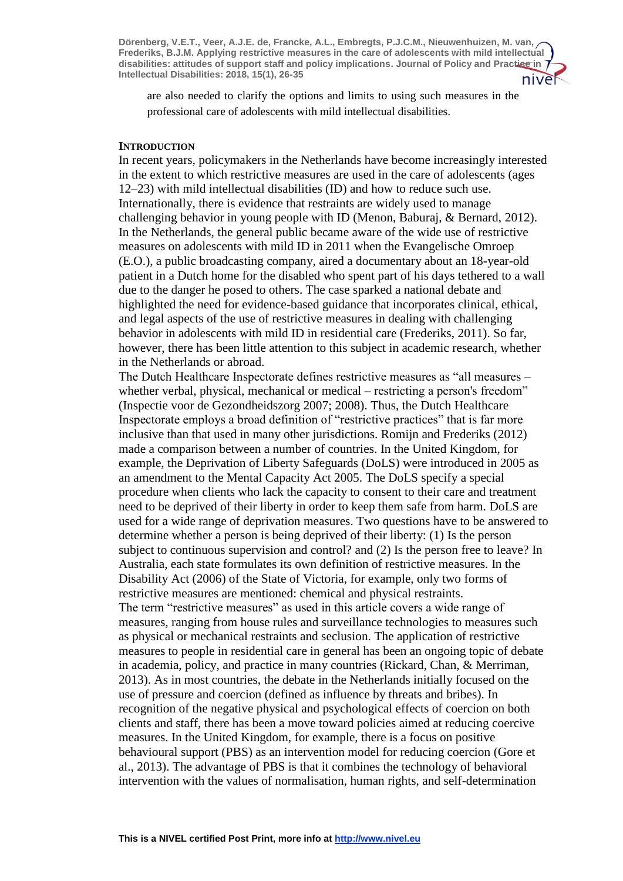are also needed to clarify the options and limits to using such measures in the professional care of adolescents with mild intellectual disabilities.

## INTRODUCTION

In recent years, policymakers in the Netherlands have become increasingly interested in the extent to which restrictive measures are used in the care of adolescents (ages 12–23) with mild intellectual disabilities (ID) and how to reduce such use. Internationally, there is evidence that restraints are widely used to manage challenging behavior in young people with ID (Menon, Baburaj, & Bernard, 2012). In the Netherlands, the general public became aware of the wide use of restrictive measures on adolescents with mild ID in 2011 when the Evangelische Omroep (E.O.), a public broadcasting company, aired a documentary about an 18-year-old patient in a Dutch home for the disabled who spent part of his days tethered to a wall due to the danger he posed to others. The case sparked a national debate and highlighted the need for evidence-based guidance that incorporates clinical, ethical, and legal aspects of the use of restrictive measures in dealing with challenging behavior in adolescents with mild ID in residential care (Frederiks, 2011). So far, however, there has been little attention to this subject in academic research, whether in the Netherlands or abroad.

The Dutch Healthcare Inspectorate defines restrictive measures as "all measures – whether verbal, physical, mechanical or medical – restricting a person's freedom" (Inspectie voor de Gezondheidszorg 2007; 2008). Thus, the Dutch Healthcare Inspectorate employs a broad definition of "restrictive practices" that is far more inclusive than that used in many other jurisdictions. Romijn and Frederiks (2012) made a comparison between a number of countries. In the United Kingdom, for example, the Deprivation of Liberty Safeguards (DoLS) were introduced in 2005 as an amendment to the Mental Capacity Act 2005. The DoLS specify a special procedure when clients who lack the capacity to consent to their care and treatment need to be deprived of their liberty in order to keep them safe from harm. DoLS are used for a wide range of deprivation measures. Two questions have to be answered to determine whether a person is being deprived of their liberty: (1) Is the person subject to continuous supervision and control? and (2) Is the person free to leave? In Australia, each state formulates its own definition of restrictive measures. In the Disability Act (2006) of the State of Victoria, for example, only two forms of restrictive measures are mentioned: chemical and physical restraints.

The term "restrictive measures" as used in this article covers a wide range of measures, ranging from house rules and surveillance technologies to measures such as physical or mechanical restraints and seclusion. The application of restrictive measures to people in residential care in general has been an ongoing topic of debate in academia, policy, and practice in many countries (Rickard, Chan, & Merriman, 2013). As in most countries, the debate in the Netherlands initially focused on the use of pressure and coercion (defined as influence by threats and bribes). In recognition of the negative physical and psychological effects of coercion on both clients and staff, there has been a move toward policies aimed at reducing coercive measures. In the United Kingdom, for example, there is a focus on positive behavioural support (PBS) as an intervention model for reducing coercion (Gore et al., 2013). The advantage of PBS is that it combines the technology of behavioral intervention with the values of normalisation, human rights, and self-determination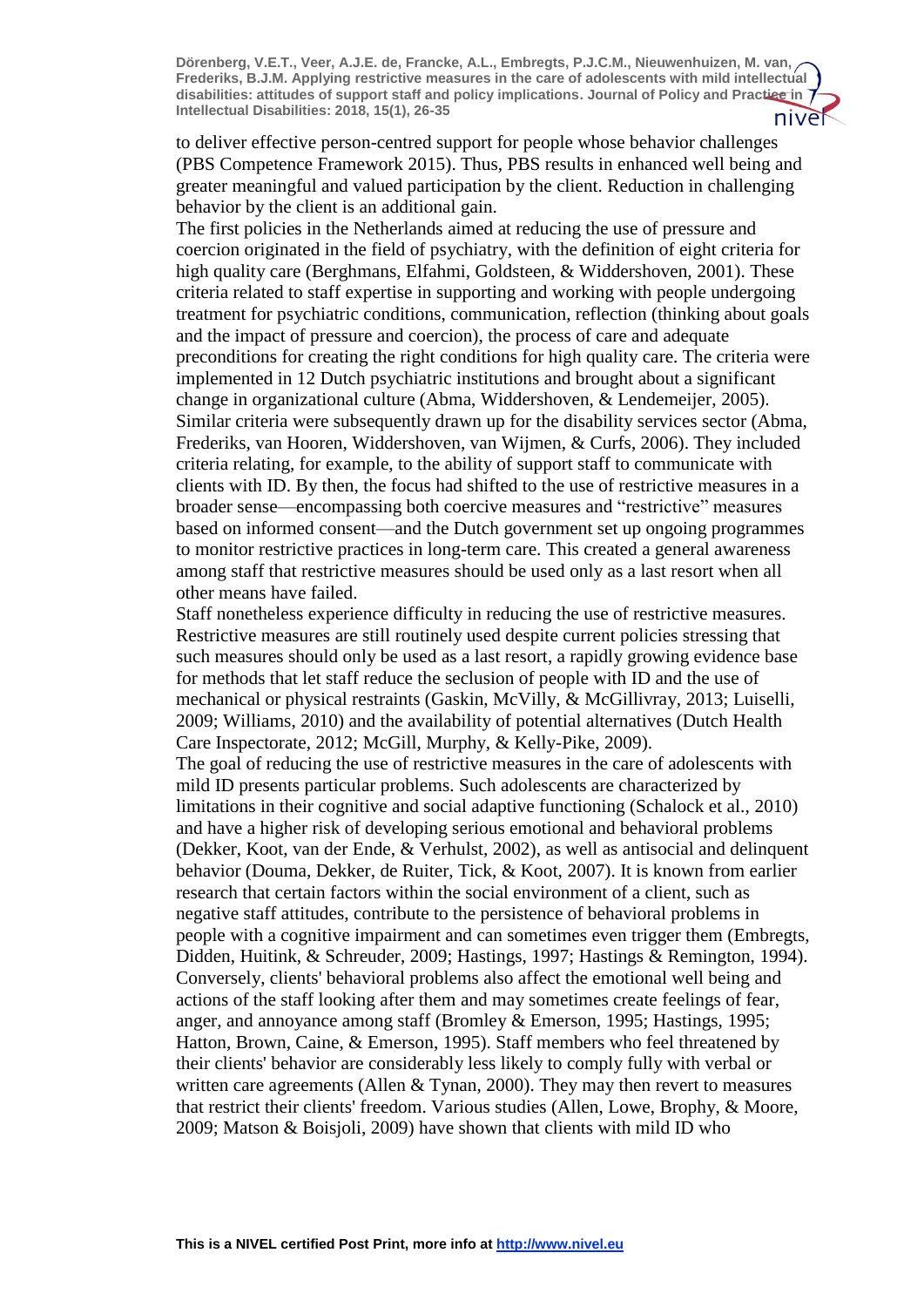to deliver effective person-centred support for people whose behavior challenges (PBS Competence Framework 2015). Thus, PBS results in enhanced well being and greater meaningful and valued participation by the client. Reduction in challenging behavior by the client is an additional gain.

The first policies in the Netherlands aimed at reducing the use of pressure and coercion originated in the field of psychiatry, with the definition of eight criteria for high quality care (Berghmans, Elfahmi, Goldsteen, & Widdershoven, 2001). These criteria related to staff expertise in supporting and working with people undergoing treatment for psychiatric conditions, communication, reflection (thinking about goals and the impact of pressure and coercion), the process of care and adequate preconditions for creating the right conditions for high quality care. The criteria were implemented in 12 Dutch psychiatric institutions and brought about a significant change in organizational culture (Abma, Widdershoven, & Lendemeijer, 2005). Similar criteria were subsequently drawn up for the disability services sector (Abma, Frederiks, van Hooren, Widdershoven, van Wijmen, & Curfs, 2006). They included criteria relating, for example, to the ability of support staff to communicate with clients with ID. By then, the focus had shifted to the use of restrictive measures in a broader sense—encompassing both coercive measures and "restrictive" measures based on informed consent—and the Dutch government set up ongoing programmes to monitor restrictive practices in long-term care. This created a general awareness among staff that restrictive measures should be used only as a last resort when all other means have failed.

Staff nonetheless experience difficulty in reducing the use of restrictive measures. Restrictive measures are still routinely used despite current policies stressing that such measures should only be used as a last resort, a rapidly growing evidence base for methods that let staff reduce the seclusion of people with ID and the use of mechanical or physical restraints (Gaskin, McVilly, & McGillivray, 2013; Luiselli, 2009; Williams, 2010) and the availability of potential alternatives (Dutch Health Care Inspectorate, 2012; McGill, Murphy, & Kelly-Pike, 2009).

The goal of reducing the use of restrictive measures in the care of adolescents with mild ID presents particular problems. Such adolescents are characterized by limitations in their cognitive and social adaptive functioning (Schalock et al., 2010) and have a higher risk of developing serious emotional and behavioral problems (Dekker, Koot, van der Ende, & Verhulst, 2002), as well as antisocial and delinquent behavior (Douma, Dekker, de Ruiter, Tick, & Koot, 2007). It is known from earlier research that certain factors within the social environment of a client, such as negative staff attitudes, contribute to the persistence of behavioral problems in people with a cognitive impairment and can sometimes even trigger them (Embregts, Didden, Huitink, & Schreuder, 2009; Hastings, 1997; Hastings & Remington, 1994). Conversely, clients' behavioral problems also affect the emotional well being and actions of the staff looking after them and may sometimes create feelings of fear, anger, and annoyance among staff (Bromley & Emerson, 1995; Hastings, 1995; Hatton, Brown, Caine, & Emerson, 1995). Staff members who feel threatened by their clients' behavior are considerably less likely to comply fully with verbal or written care agreements (Allen & Tynan, 2000). They may then revert to measures that restrict their clients' freedom. Various studies (Allen, Lowe, Brophy, & Moore, 2009; Matson & Boisjoli, 2009) have shown that clients with mild ID who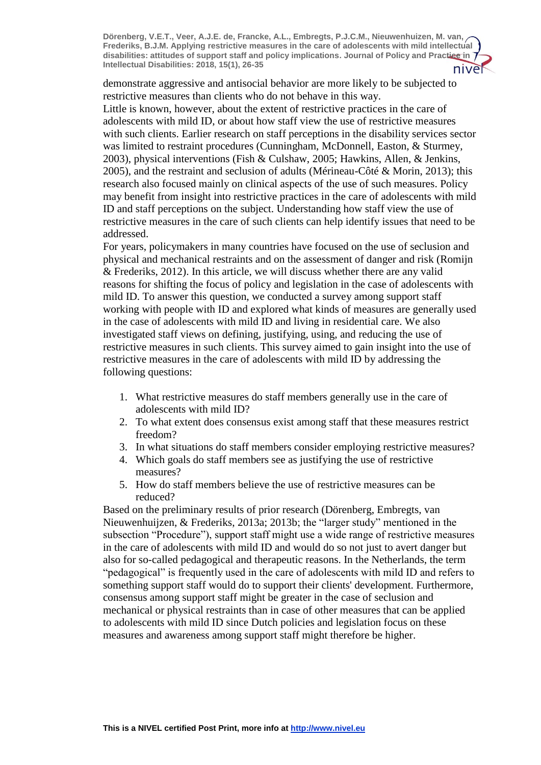demonstrate aggressive and antisocial behavior are more likely to be subjected to restrictive measures than clients who do not behave in this way.

Little is known, however, about the extent of restrictive practices in the care of adolescents with mild ID, or about how staff view the use of restrictive measures with such clients. Earlier research on staff perceptions in the disability services sector was limited to restraint procedures (Cunningham, McDonnell, Easton, & Sturmey, 2003), physical interventions (Fish & Culshaw, 2005; Hawkins, Allen, & Jenkins, 2005), and the restraint and seclusion of adults (Mérineau-Côté & Morin, 2013); this research also focused mainly on clinical aspects of the use of such measures. Policy may benefit from insight into restrictive practices in the care of adolescents with mild ID and staff perceptions on the subject. Understanding how staff view the use of restrictive measures in the care of such clients can help identify issues that need to be addressed.

For years, policymakers in many countries have focused on the use of seclusion and physical and mechanical restraints and on the assessment of danger and risk (Romijn & Frederiks, 2012). In this article, we will discuss whether there are any valid reasons for shifting the focus of policy and legislation in the case of adolescents with mild ID. To answer this question, we conducted a survey among support staff working with people with ID and explored what kinds of measures are generally used in the case of adolescents with mild ID and living in residential care. We also investigated staff views on defining, justifying, using, and reducing the use of restrictive measures in such clients. This survey aimed to gain insight into the use of restrictive measures in the care of adolescents with mild ID by addressing the following questions:

1. What restrictive measures do staff members generally use in the care of adolescents with mild ID?
2. To what extent does consensus exist among staff that these measures restrict freedom?
3. In what situations do staff members consider employing restrictive measures?
4. Which goals do staff members see as justifying the use of restrictive measures?
5. How do staff members believe the use of restrictive measures can be reduced?

Based on the preliminary results of prior research (Dörenberg, Embregts, van Nieuwenhuijzen, & Frederiks, 2013a; 2013b; the “larger study” mentioned in the subsection “Procedure”), support staff might use a wide range of restrictive measures in the care of adolescents with mild ID and would do so not just to avert danger but also for so-called pedagogical and therapeutic reasons. In the Netherlands, the term “pedagogical” is frequently used in the care of adolescents with mild ID and refers to something support staff would do to support their clients' development. Furthermore, consensus among support staff might be greater in the case of seclusion and mechanical or physical restraints than in case of other measures that can be applied to adolescents with mild ID since Dutch policies and legislation focus on these measures and awareness among support staff might therefore be higher.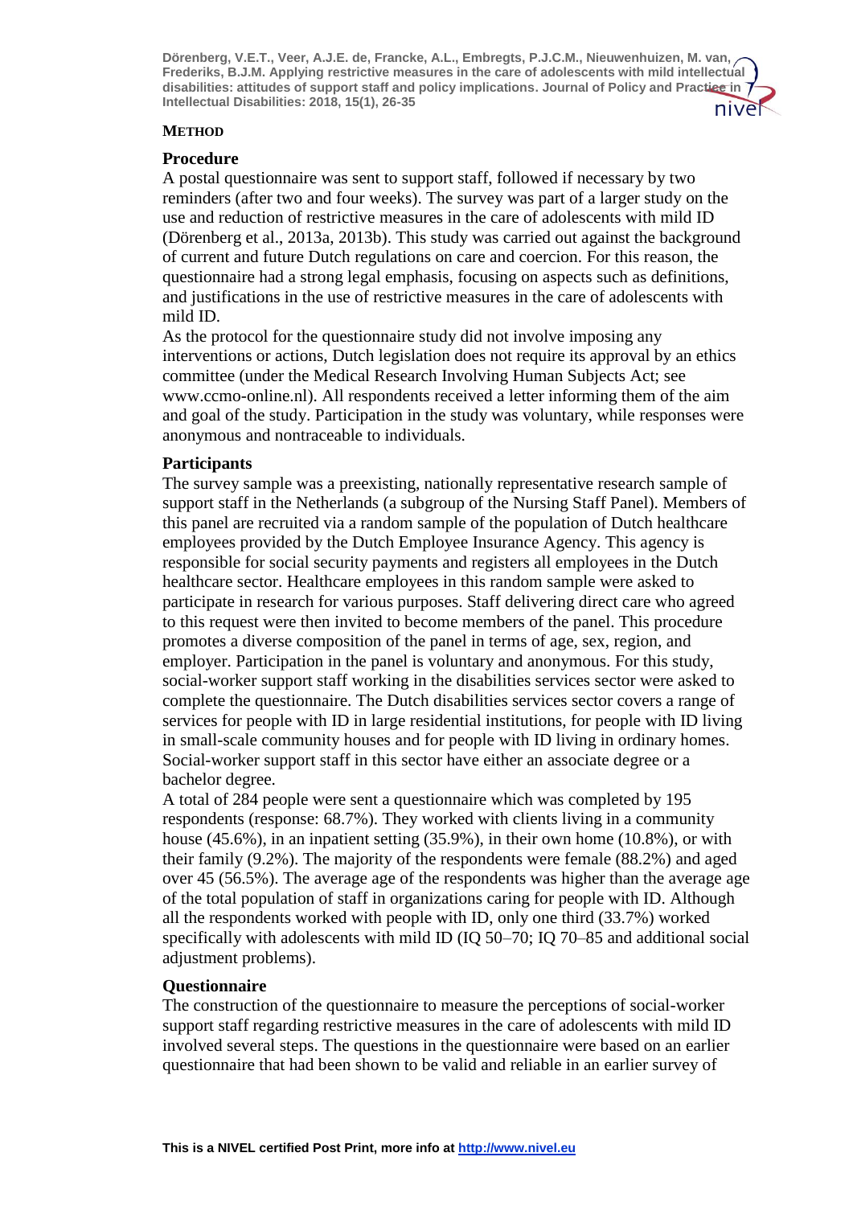## METHOD

### Procedure

A postal questionnaire was sent to support staff, followed if necessary by two reminders (after two and four weeks). The survey was part of a larger study on the use and reduction of restrictive measures in the care of adolescents with mild ID (Dörenberg et al., 2013a, 2013b). This study was carried out against the background of current and future Dutch regulations on care and coercion. For this reason, the questionnaire had a strong legal emphasis, focusing on aspects such as definitions, and justifications in the use of restrictive measures in the care of adolescents with mild ID.

As the protocol for the questionnaire study did not involve imposing any interventions or actions, Dutch legislation does not require its approval by an ethics committee (under the Medical Research Involving Human Subjects Act; see www.ccmo-online.nl). All respondents received a letter informing them of the aim and goal of the study. Participation in the study was voluntary, while responses were anonymous and nontraceable to individuals.

### Participants

The survey sample was a preexisting, nationally representative research sample of support staff in the Netherlands (a subgroup of the Nursing Staff Panel). Members of this panel are recruited via a random sample of the population of Dutch healthcare employees provided by the Dutch Employee Insurance Agency. This agency is responsible for social security payments and registers all employees in the Dutch healthcare sector. Healthcare employees in this random sample were asked to participate in research for various purposes. Staff delivering direct care who agreed to this request were then invited to become members of the panel. This procedure promotes a diverse composition of the panel in terms of age, sex, region, and employer. Participation in the panel is voluntary and anonymous. For this study, social-worker support staff working in the disabilities services sector were asked to complete the questionnaire. The Dutch disabilities services sector covers a range of services for people with ID in large residential institutions, for people with ID living in small-scale community houses and for people with ID living in ordinary homes. Social-worker support staff in this sector have either an associate degree or a bachelor degree.

A total of 284 people were sent a questionnaire which was completed by 195 respondents (response: 68.7%). They worked with clients living in a community house (45.6%), in an inpatient setting (35.9%), in their own home (10.8%), or with their family (9.2%). The majority of the respondents were female (88.2%) and aged over 45 (56.5%). The average age of the respondents was higher than the average age of the total population of staff in organizations caring for people with ID. Although all the respondents worked with people with ID, only one third (33.7%) worked specifically with adolescents with mild ID (IQ 50–70; IQ 70–85 and additional social adjustment problems).

### Questionnaire

The construction of the questionnaire to measure the perceptions of social-worker support staff regarding restrictive measures in the care of adolescents with mild ID involved several steps. The questions in the questionnaire were based on an earlier questionnaire that had been shown to be valid and reliable in an earlier survey of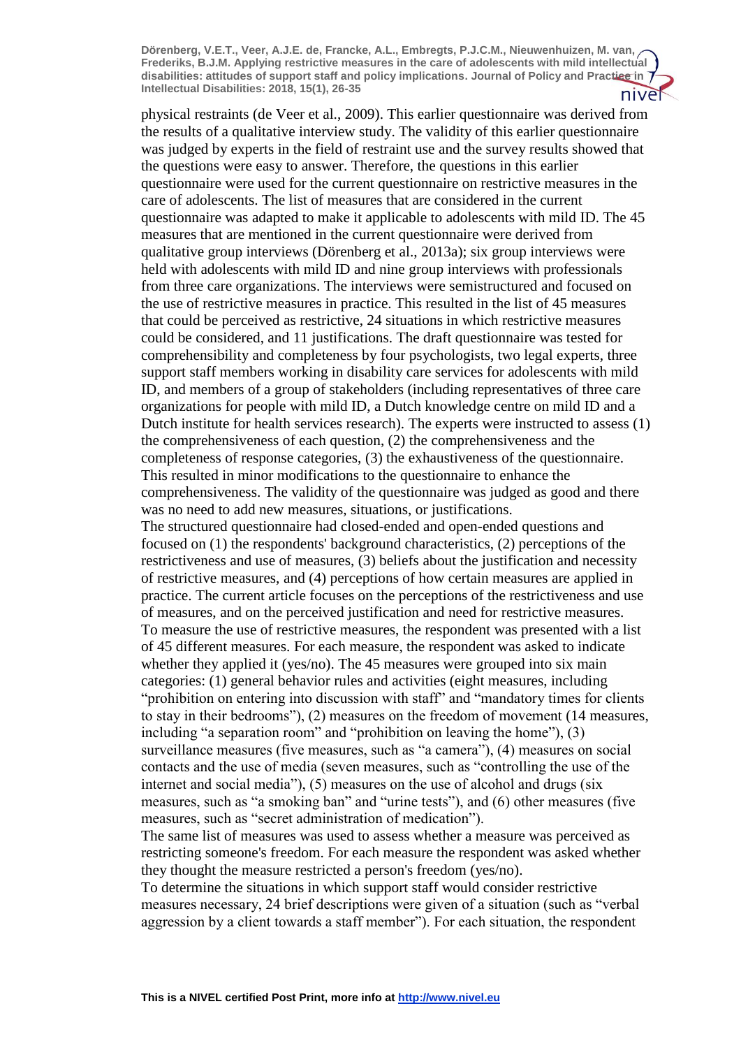physical restraints (de Veer et al., 2009). This earlier questionnaire was derived from the results of a qualitative interview study. The validity of this earlier questionnaire was judged by experts in the field of restraint use and the survey results showed that the questions were easy to answer. Therefore, the questions in this earlier questionnaire were used for the current questionnaire on restrictive measures in the care of adolescents. The list of measures that are considered in the current questionnaire was adapted to make it applicable to adolescents with mild ID. The 45 measures that are mentioned in the current questionnaire were derived from qualitative group interviews (Dörenberg et al., 2013a); six group interviews were held with adolescents with mild ID and nine group interviews with professionals from three care organizations. The interviews were semistructured and focused on the use of restrictive measures in practice. This resulted in the list of 45 measures that could be perceived as restrictive, 24 situations in which restrictive measures could be considered, and 11 justifications. The draft questionnaire was tested for comprehensibility and completeness by four psychologists, two legal experts, three support staff members working in disability care services for adolescents with mild ID, and members of a group of stakeholders (including representatives of three care organizations for people with mild ID, a Dutch knowledge centre on mild ID and a Dutch institute for health services research). The experts were instructed to assess (1) the comprehensiveness of each question, (2) the comprehensiveness and the completeness of response categories, (3) the exhaustiveness of the questionnaire. This resulted in minor modifications to the questionnaire to enhance the comprehensiveness. The validity of the questionnaire was judged as good and there was no need to add new measures, situations, or justifications.

The structured questionnaire had closed-ended and open-ended questions and focused on (1) the respondents' background characteristics, (2) perceptions of the restrictiveness and use of measures, (3) beliefs about the justification and necessity of restrictive measures, and (4) perceptions of how certain measures are applied in practice. The current article focuses on the perceptions of the restrictiveness and use of measures, and on the perceived justification and need for restrictive measures.

To measure the use of restrictive measures, the respondent was presented with a list of 45 different measures. For each measure, the respondent was asked to indicate whether they applied it (yes/no). The 45 measures were grouped into six main categories: (1) general behavior rules and activities (eight measures, including "prohibition on entering into discussion with staff" and "mandatory times for clients to stay in their bedrooms"), (2) measures on the freedom of movement (14 measures, including "a separation room" and "prohibition on leaving the home"), (3) surveillance measures (five measures, such as "a camera"), (4) measures on social contacts and the use of media (seven measures, such as "controlling the use of the internet and social media"), (5) measures on the use of alcohol and drugs (six measures, such as "a smoking ban" and "urine tests"), and (6) other measures (five measures, such as "secret administration of medication").

The same list of measures was used to assess whether a measure was perceived as restricting someone's freedom. For each measure the respondent was asked whether they thought the measure restricted a person's freedom (yes/no).

To determine the situations in which support staff would consider restrictive measures necessary, 24 brief descriptions were given of a situation (such as "verbal aggression by a client towards a staff member"). For each situation, the respondent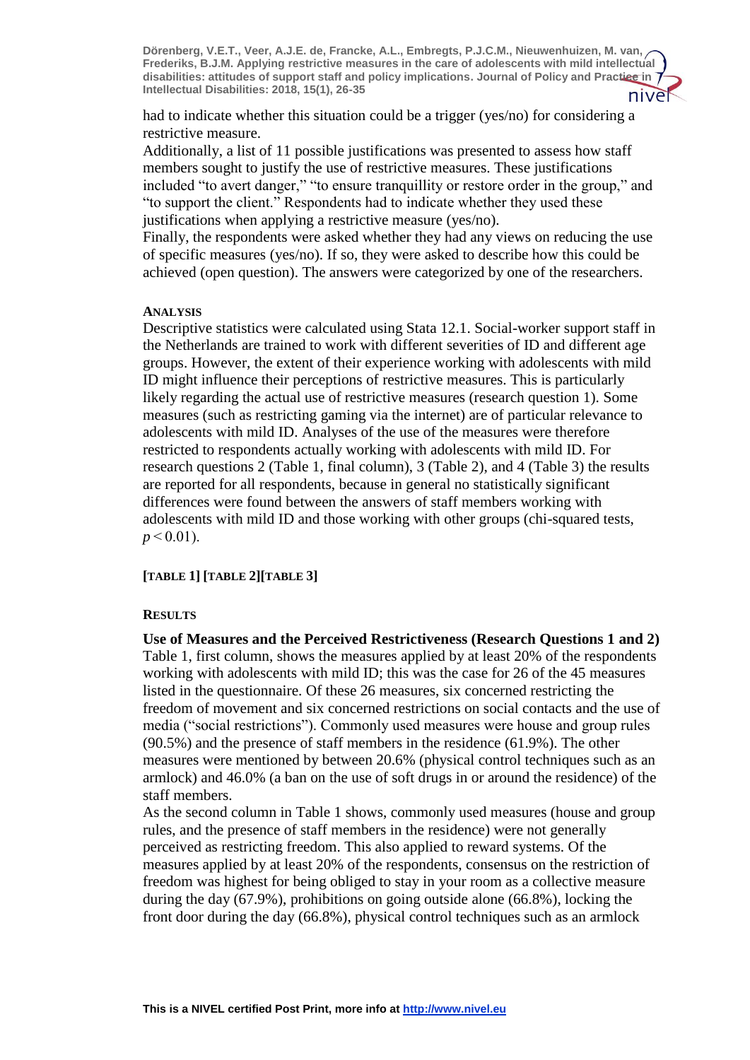had to indicate whether this situation could be a trigger (yes/no) for considering a restrictive measure.

Additionally, a list of 11 possible justifications was presented to assess how staff members sought to justify the use of restrictive measures. These justifications included "to avert danger," "to ensure tranquillity or restore order in the group," and "to support the client." Respondents had to indicate whether they used these justifications when applying a restrictive measure (yes/no).

Finally, the respondents were asked whether they had any views on reducing the use of specific measures (yes/no). If so, they were asked to describe how this could be achieved (open question). The answers were categorized by one of the researchers.

#### Analysis

Descriptive statistics were calculated using Stata 12.1. Social-worker support staff in the Netherlands are trained to work with different severities of ID and different age groups. However, the extent of their experience working with adolescents with mild ID might influence their perceptions of restrictive measures. This is particularly likely regarding the actual use of restrictive measures (research question 1). Some measures (such as restricting gaming via the internet) are of particular relevance to adolescents with mild ID. Analyses of the use of the measures were therefore restricted to respondents actually working with adolescents with mild ID. For research questions 2 (Table 1, final column), 3 (Table 2), and 4 (Table 3) the results are reported for all respondents, because in general no statistically significant differences were found between the answers of staff members working with adolescents with mild ID and those working with other groups (chi-squared tests, $p < 0.01$).

**[Table 1] [Table 2][Table 3]**

#### Results

**Use of Measures and the Perceived Restrictiveness (Research Questions 1 and 2)**

Table 1, first column, shows the measures applied by at least 20% of the respondents working with adolescents with mild ID; this was the case for 26 of the 45 measures listed in the questionnaire. Of these 26 measures, six concerned restricting the freedom of movement and six concerned restrictions on social contacts and the use of media ("social restrictions"). Commonly used measures were house and group rules (90.5%) and the presence of staff members in the residence (61.9%). The other measures were mentioned by between 20.6% (physical control techniques such as an armlock) and 46.0% (a ban on the use of soft drugs in or around the residence) of the staff members.

As the second column in Table 1 shows, commonly used measures (house and group rules, and the presence of staff members in the residence) were not generally perceived as restricting freedom. This also applied to reward systems. Of the measures applied by at least 20% of the respondents, consensus on the restriction of freedom was highest for being obliged to stay in your room as a collective measure during the day (67.9%), prohibitions on going outside alone (66.8%), locking the front door during the day (66.8%), physical control techniques such as an armlock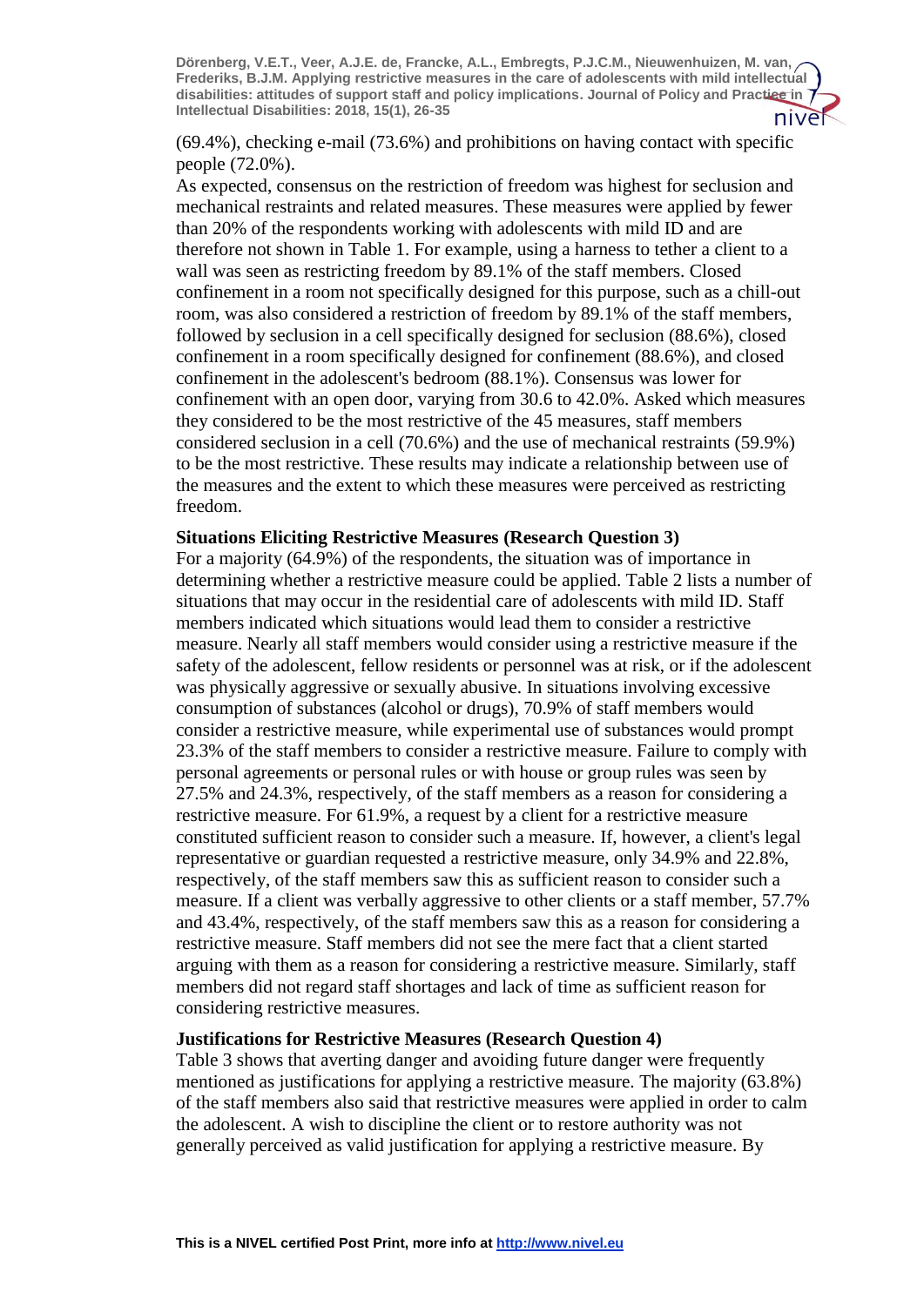(69.4%), checking e-mail (73.6%) and prohibitions on having contact with specific people (72.0%).

As expected, consensus on the restriction of freedom was highest for seclusion and mechanical restraints and related measures. These measures were applied by fewer than 20% of the respondents working with adolescents with mild ID and are therefore not shown in Table 1. For example, using a harness to tether a client to a wall was seen as restricting freedom by 89.1% of the staff members. Closed confinement in a room not specifically designed for this purpose, such as a chill-out room, was also considered a restriction of freedom by 89.1% of the staff members, followed by seclusion in a cell specifically designed for seclusion (88.6%), closed confinement in a room specifically designed for confinement (88.6%), and closed confinement in the adolescent's bedroom (88.1%). Consensus was lower for confinement with an open door, varying from 30.6 to 42.0%. Asked which measures they considered to be the most restrictive of the 45 measures, staff members considered seclusion in a cell (70.6%) and the use of mechanical restraints (59.9%) to be the most restrictive. These results may indicate a relationship between use of the measures and the extent to which these measures were perceived as restricting freedom.

**Situations Eliciting Restrictive Measures (Research Question 3)**

For a majority (64.9%) of the respondents, the situation was of importance in determining whether a restrictive measure could be applied. Table 2 lists a number of situations that may occur in the residential care of adolescents with mild ID. Staff members indicated which situations would lead them to consider a restrictive measure. Nearly all staff members would consider using a restrictive measure if the safety of the adolescent, fellow residents or personnel was at risk, or if the adolescent was physically aggressive or sexually abusive. In situations involving excessive consumption of substances (alcohol or drugs), 70.9% of staff members would consider a restrictive measure, while experimental use of substances would prompt 23.3% of the staff members to consider a restrictive measure. Failure to comply with personal agreements or personal rules or with house or group rules was seen by 27.5% and 24.3%, respectively, of the staff members as a reason for considering a restrictive measure. For 61.9%, a request by a client for a restrictive measure constituted sufficient reason to consider such a measure. If, however, a client's legal representative or guardian requested a restrictive measure, only 34.9% and 22.8%, respectively, of the staff members saw this as sufficient reason to consider such a measure. If a client was verbally aggressive to other clients or a staff member, 57.7% and 43.4%, respectively, of the staff members saw this as a reason for considering a restrictive measure. Staff members did not see the mere fact that a client started arguing with them as a reason for considering a restrictive measure. Similarly, staff members did not regard staff shortages and lack of time as sufficient reason for considering restrictive measures.

**Justifications for Restrictive Measures (Research Question 4)**

Table 3 shows that averting danger and avoiding future danger were frequently mentioned as justifications for applying a restrictive measure. The majority (63.8%) of the staff members also said that restrictive measures were applied in order to calm the adolescent. A wish to discipline the client or to restore authority was not generally perceived as valid justification for applying a restrictive measure. By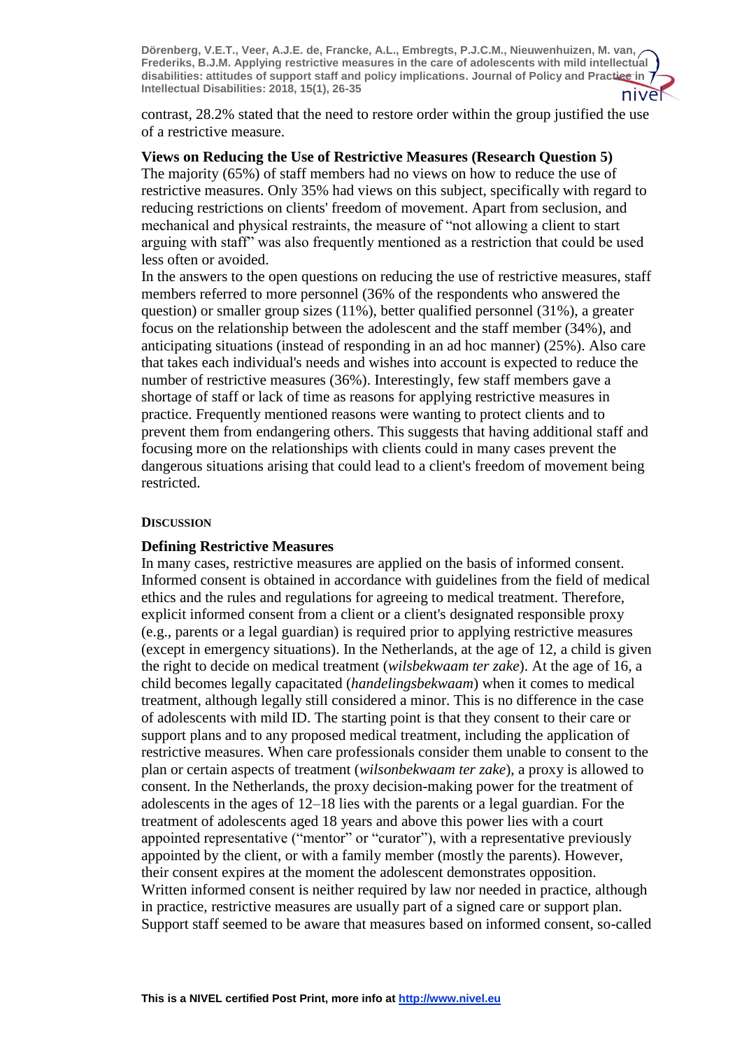contrast, 28.2% stated that the need to restore order within the group justified the use of a restrictive measure.

### Views on Reducing the Use of Restrictive Measures (Research Question 5)

The majority (65%) of staff members had no views on how to reduce the use of restrictive measures. Only 35% had views on this subject, specifically with regard to reducing restrictions on clients' freedom of movement. Apart from seclusion, and mechanical and physical restraints, the measure of "not allowing a client to start arguing with staff" was also frequently mentioned as a restriction that could be used less often or avoided.

In the answers to the open questions on reducing the use of restrictive measures, staff members referred to more personnel (36% of the respondents who answered the question) or smaller group sizes (11%), better qualified personnel (31%), a greater focus on the relationship between the adolescent and the staff member (34%), and anticipating situations (instead of responding in an ad hoc manner) (25%). Also care that takes each individual's needs and wishes into account is expected to reduce the number of restrictive measures (36%). Interestingly, few staff members gave a shortage of staff or lack of time as reasons for applying restrictive measures in practice. Frequently mentioned reasons were wanting to protect clients and to prevent them from endangering others. This suggests that having additional staff and focusing more on the relationships with clients could in many cases prevent the dangerous situations arising that could lead to a client's freedom of movement being restricted.

## DISCUSSION

### Defining Restrictive Measures

In many cases, restrictive measures are applied on the basis of informed consent. Informed consent is obtained in accordance with guidelines from the field of medical ethics and the rules and regulations for agreeing to medical treatment. Therefore, explicit informed consent from a client or a client's designated responsible proxy (e.g., parents or a legal guardian) is required prior to applying restrictive measures (except in emergency situations). In the Netherlands, at the age of 12, a child is given the right to decide on medical treatment (*wilsbekwaam ter zake*). At the age of 16, a child becomes legally capacitated (*handelingsbekwaam*) when it comes to medical treatment, although legally still considered a minor. This is no difference in the case of adolescents with mild ID. The starting point is that they consent to their care or support plans and to any proposed medical treatment, including the application of restrictive measures. When care professionals consider them unable to consent to the plan or certain aspects of treatment (*wilsonbekwaam ter zake*), a proxy is allowed to consent. In the Netherlands, the proxy decision-making power for the treatment of adolescents in the ages of 12–18 lies with the parents or a legal guardian. For the treatment of adolescents aged 18 years and above this power lies with a court appointed representative ("mentor" or "curator"), with a representative previously appointed by the client, or with a family member (mostly the parents). However, their consent expires at the moment the adolescent demonstrates opposition. Written informed consent is neither required by law nor needed in practice, although in practice, restrictive measures are usually part of a signed care or support plan. Support staff seemed to be aware that measures based on informed consent, so-called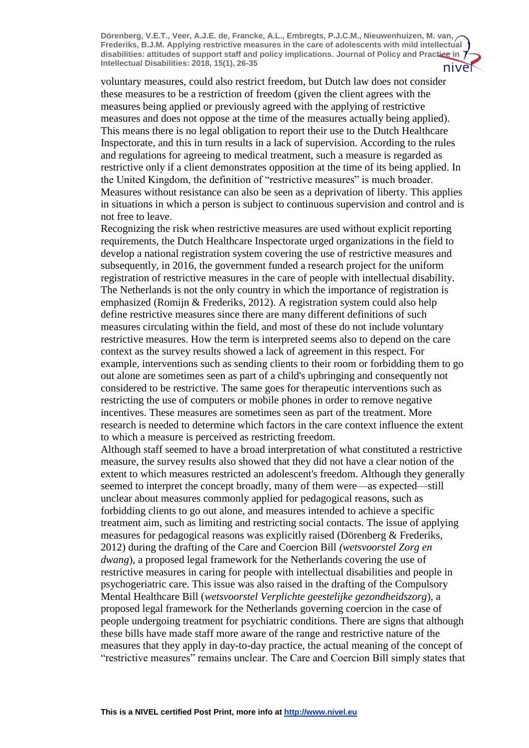voluntary measures, could also restrict freedom, but Dutch law does not consider these measures to be a restriction of freedom (given the client agrees with the measures being applied or previously agreed with the applying of restrictive measures and does not oppose at the time of the measures actually being applied). This means there is no legal obligation to report their use to the Dutch Healthcare Inspectorate, and this in turn results in a lack of supervision. According to the rules and regulations for agreeing to medical treatment, such a measure is regarded as restrictive only if a client demonstrates opposition at the time of its being applied. In the United Kingdom, the definition of "restrictive measures" is much broader. Measures without resistance can also be seen as a deprivation of liberty. This applies in situations in which a person is subject to continuous supervision and control and is not free to leave.

Recognizing the risk when restrictive measures are used without explicit reporting requirements, the Dutch Healthcare Inspectorate urged organizations in the field to develop a national registration system covering the use of restrictive measures and subsequently, in 2016, the government funded a research project for the uniform registration of restrictive measures in the care of people with intellectual disability. The Netherlands is not the only country in which the importance of registration is emphasized (Romijn & Frederiks, 2012). A registration system could also help define restrictive measures since there are many different definitions of such measures circulating within the field, and most of these do not include voluntary restrictive measures. How the term is interpreted seems also to depend on the care context as the survey results showed a lack of agreement in this respect. For example, interventions such as sending clients to their room or forbidding them to go out alone are sometimes seen as part of a child's upbringing and consequently not considered to be restrictive. The same goes for therapeutic interventions such as restricting the use of computers or mobile phones in order to remove negative incentives. These measures are sometimes seen as part of the treatment. More research is needed to determine which factors in the care context influence the extent to which a measure is perceived as restricting freedom.

Although staff seemed to have a broad interpretation of what constituted a restrictive measure, the survey results also showed that they did not have a clear notion of the extent to which measures restricted an adolescent's freedom. Although they generally seemed to interpret the concept broadly, many of them were—as expected—still unclear about measures commonly applied for pedagogical reasons, such as forbidding clients to go out alone, and measures intended to achieve a specific treatment aim, such as limiting and restricting social contacts. The issue of applying measures for pedagogical reasons was explicitly raised (Dörenberg & Frederiks, 2012) during the drafting of the Care and Coercion Bill *(wetsvoorstel Zorg en dwang*), a proposed legal framework for the Netherlands covering the use of restrictive measures in caring for people with intellectual disabilities and people in psychogeriatric care. This issue was also raised in the drafting of the Compulsory Mental Healthcare Bill (*wetsvoorstel Verplichte geestelijke gezondheidszorg*), a proposed legal framework for the Netherlands governing coercion in the case of people undergoing treatment for psychiatric conditions. There are signs that although these bills have made staff more aware of the range and restrictive nature of the measures that they apply in day-to-day practice, the actual meaning of the concept of "restrictive measures" remains unclear. The Care and Coercion Bill simply states that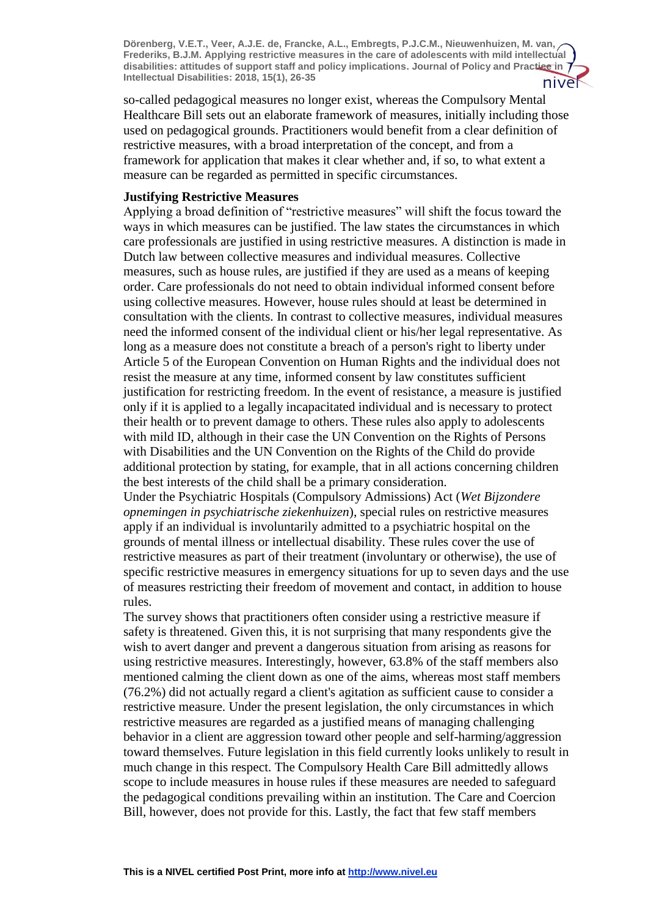so-called pedagogical measures no longer exist, whereas the Compulsory Mental Healthcare Bill sets out an elaborate framework of measures, initially including those used on pedagogical grounds. Practitioners would benefit from a clear definition of restrictive measures, with a broad interpretation of the concept, and from a framework for application that makes it clear whether and, if so, to what extent a measure can be regarded as permitted in specific circumstances.

**Justifying Restrictive Measures**

Applying a broad definition of "restrictive measures" will shift the focus toward the ways in which measures can be justified. The law states the circumstances in which care professionals are justified in using restrictive measures. A distinction is made in Dutch law between collective measures and individual measures. Collective measures, such as house rules, are justified if they are used as a means of keeping order. Care professionals do not need to obtain individual informed consent before using collective measures. However, house rules should at least be determined in consultation with the clients. In contrast to collective measures, individual measures need the informed consent of the individual client or his/her legal representative. As long as a measure does not constitute a breach of a person's right to liberty under Article 5 of the European Convention on Human Rights and the individual does not resist the measure at any time, informed consent by law constitutes sufficient justification for restricting freedom. In the event of resistance, a measure is justified only if it is applied to a legally incapacitated individual and is necessary to protect their health or to prevent damage to others. These rules also apply to adolescents with mild ID, although in their case the UN Convention on the Rights of Persons with Disabilities and the UN Convention on the Rights of the Child do provide additional protection by stating, for example, that in all actions concerning children the best interests of the child shall be a primary consideration.

Under the Psychiatric Hospitals (Compulsory Admissions) Act (*Wet Bijzondere opnemingen in psychiatrische ziekenhuizen*), special rules on restrictive measures apply if an individual is involuntarily admitted to a psychiatric hospital on the grounds of mental illness or intellectual disability. These rules cover the use of restrictive measures as part of their treatment (involuntary or otherwise), the use of specific restrictive measures in emergency situations for up to seven days and the use of measures restricting their freedom of movement and contact, in addition to house rules.

The survey shows that practitioners often consider using a restrictive measure if safety is threatened. Given this, it is not surprising that many respondents give the wish to avert danger and prevent a dangerous situation from arising as reasons for using restrictive measures. Interestingly, however, 63.8% of the staff members also mentioned calming the client down as one of the aims, whereas most staff members (76.2%) did not actually regard a client's agitation as sufficient cause to consider a restrictive measure. Under the present legislation, the only circumstances in which restrictive measures are regarded as a justified means of managing challenging behavior in a client are aggression toward other people and self-harming/aggression toward themselves. Future legislation in this field currently looks unlikely to result in much change in this respect. The Compulsory Health Care Bill admittedly allows scope to include measures in house rules if these measures are needed to safeguard the pedagogical conditions prevailing within an institution. The Care and Coercion Bill, however, does not provide for this. Lastly, the fact that few staff members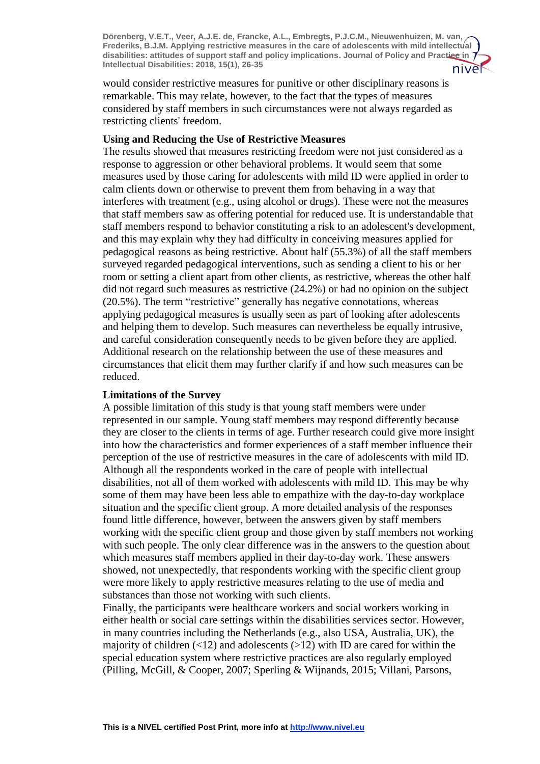would consider restrictive measures for punitive or other disciplinary reasons is remarkable. This may relate, however, to the fact that the types of measures considered by staff members in such circumstances were not always regarded as restricting clients' freedom.

### Using and Reducing the Use of Restrictive Measures

The results showed that measures restricting freedom were not just considered as a response to aggression or other behavioral problems. It would seem that some measures used by those caring for adolescents with mild ID were applied in order to calm clients down or otherwise to prevent them from behaving in a way that interferes with treatment (e.g., using alcohol or drugs). These were not the measures that staff members saw as offering potential for reduced use. It is understandable that staff members respond to behavior constituting a risk to an adolescent's development, and this may explain why they had difficulty in conceiving measures applied for pedagogical reasons as being restrictive. About half (55.3%) of all the staff members surveyed regarded pedagogical interventions, such as sending a client to his or her room or setting a client apart from other clients, as restrictive, whereas the other half did not regard such measures as restrictive (24.2%) or had no opinion on the subject (20.5%). The term "restrictive" generally has negative connotations, whereas applying pedagogical measures is usually seen as part of looking after adolescents and helping them to develop. Such measures can nevertheless be equally intrusive, and careful consideration consequently needs to be given before they are applied. Additional research on the relationship between the use of these measures and circumstances that elicit them may further clarify if and how such measures can be reduced.

### Limitations of the Survey

A possible limitation of this study is that young staff members were under represented in our sample. Young staff members may respond differently because they are closer to the clients in terms of age. Further research could give more insight into how the characteristics and former experiences of a staff member influence their perception of the use of restrictive measures in the care of adolescents with mild ID. Although all the respondents worked in the care of people with intellectual disabilities, not all of them worked with adolescents with mild ID. This may be why some of them may have been less able to empathize with the day-to-day workplace situation and the specific client group. A more detailed analysis of the responses found little difference, however, between the answers given by staff members working with the specific client group and those given by staff members not working with such people. The only clear difference was in the answers to the question about which measures staff members applied in their day-to-day work. These answers showed, not unexpectedly, that respondents working with the specific client group were more likely to apply restrictive measures relating to the use of media and substances than those not working with such clients.

Finally, the participants were healthcare workers and social workers working in either health or social care settings within the disabilities services sector. However, in many countries including the Netherlands (e.g., also USA, Australia, UK), the majority of children (<12) and adolescents (>12) with ID are cared for within the special education system where restrictive practices are also regularly employed (Pilling, McGill, & Cooper, 2007; Sperling & Wijnands, 2015; Villani, Parsons,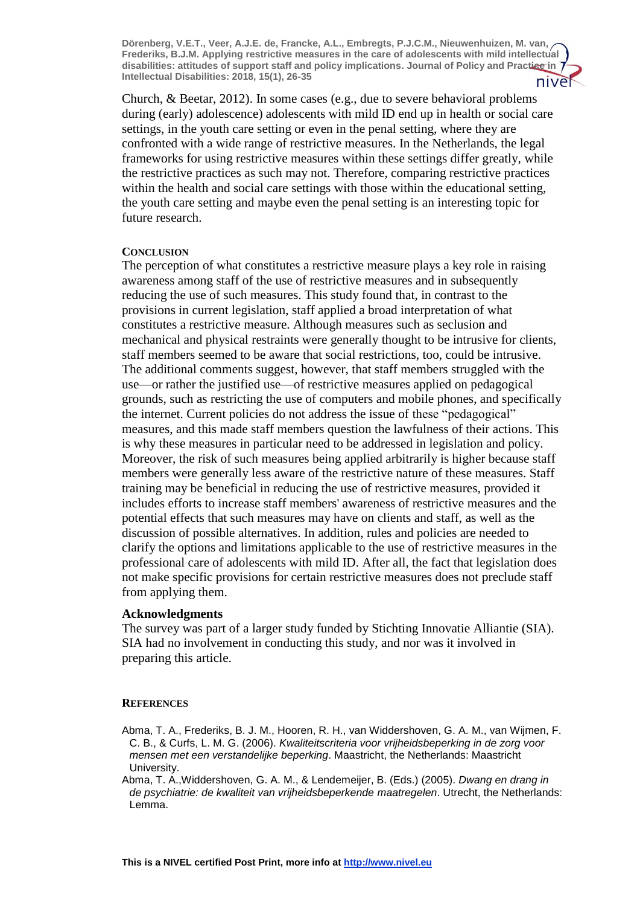Church, & Beetar, 2012). In some cases (e.g., due to severe behavioral problems during (early) adolescence) adolescents with mild ID end up in health or social care settings, in the youth care setting or even in the penal setting, where they are confronted with a wide range of restrictive measures. In the Netherlands, the legal frameworks for using restrictive measures within these settings differ greatly, while the restrictive practices as such may not. Therefore, comparing restrictive practices within the health and social care settings with those within the educational setting, the youth care setting and maybe even the penal setting is an interesting topic for future research.

## CONCLUSION

The perception of what constitutes a restrictive measure plays a key role in raising awareness among staff of the use of restrictive measures and in subsequently reducing the use of such measures. This study found that, in contrast to the provisions in current legislation, staff applied a broad interpretation of what constitutes a restrictive measure. Although measures such as seclusion and mechanical and physical restraints were generally thought to be intrusive for clients, staff members seemed to be aware that social restrictions, too, could be intrusive. The additional comments suggest, however, that staff members struggled with the use—or rather the justified use—of restrictive measures applied on pedagogical grounds, such as restricting the use of computers and mobile phones, and specifically the internet. Current policies do not address the issue of these "pedagogical" measures, and this made staff members question the lawfulness of their actions. This is why these measures in particular need to be addressed in legislation and policy. Moreover, the risk of such measures being applied arbitrarily is higher because staff members were generally less aware of the restrictive nature of these measures. Staff training may be beneficial in reducing the use of restrictive measures, provided it includes efforts to increase staff members' awareness of restrictive measures and the potential effects that such measures may have on clients and staff, as well as the discussion of possible alternatives. In addition, rules and policies are needed to clarify the options and limitations applicable to the use of restrictive measures in the professional care of adolescents with mild ID. After all, the fact that legislation does not make specific provisions for certain restrictive measures does not preclude staff from applying them.

## Acknowledgments

The survey was part of a larger study funded by Stichting Innovatie Alliantie (SIA). SIA had no involvement in conducting this study, and nor was it involved in preparing this article.

## REFERENCES

Abma, T. A., Frederiks, B. J. M., Hooren, R. H., van Widdershoven, G. A. M., van Wijmen, F. C. B., & Curfs, L. M. G. (2006). *Kwaliteitscriteria voor vrijheidsbeperking in de zorg voor mensen met een verstandelijke beperking*. Maastricht, the Netherlands: Maastricht University.

Abma, T. A.,Widdershoven, G. A. M., & Lendemeijer, B. (Eds.) (2005). *Dwang en drang in de psychiatrie: de kwaliteit van vrijheidsbeperkende maatregelen*. Utrecht, the Netherlands: Lemma.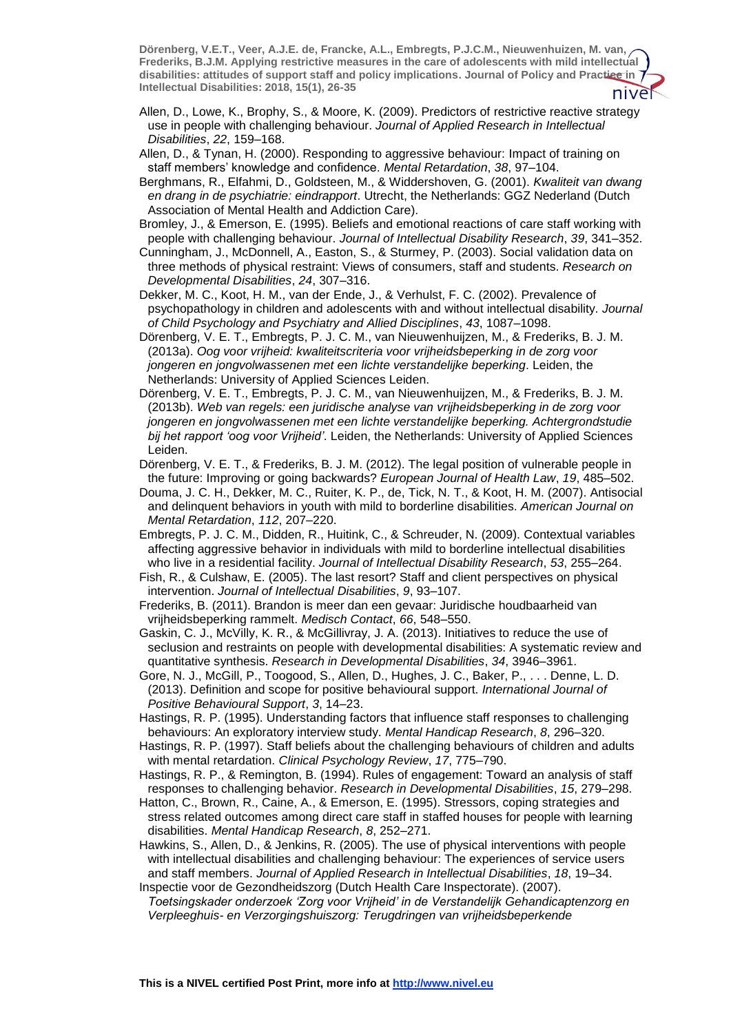Allen, D., Lowe, K., Brophy, S., & Moore, K. (2009). Predictors of restrictive reactive strategy use in people with challenging behaviour. *Journal of Applied Research in Intellectual Disabilities*, *22*, 159–168.

Allen, D., & Tynan, H. (2000). Responding to aggressive behaviour: Impact of training on staff members' knowledge and confidence. *Mental Retardation*, *38*, 97–104.

Berghmans, R., Elfahmi, D., Goldsteen, M., & Widdershoven, G. (2001). *Kwaliteit van dwang en drang in de psychiatrie: eindrapport*. Utrecht, the Netherlands: GGZ Nederland (Dutch Association of Mental Health and Addiction Care).

Bromley, J., & Emerson, E. (1995). Beliefs and emotional reactions of care staff working with people with challenging behaviour. *Journal of Intellectual Disability Research*, *39*, 341–352.

Cunningham, J., McDonnell, A., Easton, S., & Sturmey, P. (2003). Social validation data on three methods of physical restraint: Views of consumers, staff and students. *Research on Developmental Disabilities*, *24*, 307–316.

Dekker, M. C., Koot, H. M., van der Ende, J., & Verhulst, F. C. (2002). Prevalence of psychopathology in children and adolescents with and without intellectual disability. *Journal of Child Psychology and Psychiatry and Allied Disciplines*, *43*, 1087–1098.

Dörenberg, V. E. T., Embregts, P. J. C. M., van Nieuwenhuijzen, M., & Frederiks, B. J. M. (2013a). *Oog voor vrijheid: kwaliteitscriteria voor vrijheidsbeperking in de zorg voor jongeren en jongvolwassenen met een lichte verstandelijke beperking*. Leiden, the Netherlands: University of Applied Sciences Leiden.

Dörenberg, V. E. T., Embregts, P. J. C. M., van Nieuwenhuijzen, M., & Frederiks, B. J. M. (2013b). *Web van regels: een juridische analyse van vrijheidsbeperking in de zorg voor jongeren en jongvolwassenen met een lichte verstandelijke beperking. Achtergrondstudie bij het rapport 'oog voor Vrijheid'*. Leiden, the Netherlands: University of Applied Sciences Leiden.

Dörenberg, V. E. T., & Frederiks, B. J. M. (2012). The legal position of vulnerable people in the future: Improving or going backwards? *European Journal of Health Law*, *19*, 485–502.

Douma, J. C. H., Dekker, M. C., Ruiter, K. P., de, Tick, N. T., & Koot, H. M. (2007). Antisocial and delinquent behaviors in youth with mild to borderline disabilities. *American Journal on Mental Retardation*, *112*, 207–220.

Embregts, P. J. C. M., Didden, R., Huitink, C., & Schreuder, N. (2009). Contextual variables affecting aggressive behavior in individuals with mild to borderline intellectual disabilities who live in a residential facility. *Journal of Intellectual Disability Research*, *53*, 255–264.

Fish, R., & Culshaw, E. (2005). The last resort? Staff and client perspectives on physical intervention. *Journal of Intellectual Disabilities*, *9*, 93–107.

Frederiks, B. (2011). Brandon is meer dan een gevaar: Juridische houdbaarheid van vrijheidsbeperking rammelt. *Medisch Contact*, *66*, 548–550.

Gaskin, C. J., McVilly, K. R., & McGillivray, J. A. (2013). Initiatives to reduce the use of seclusion and restraints on people with developmental disabilities: A systematic review and quantitative synthesis. *Research in Developmental Disabilities*, *34*, 3946–3961.

Gore, N. J., McGill, P., Toogood, S., Allen, D., Hughes, J. C., Baker, P., . . . Denne, L. D. (2013). Definition and scope for positive behavioural support. *International Journal of Positive Behavioural Support*, *3*, 14–23.

Hastings, R. P. (1995). Understanding factors that influence staff responses to challenging behaviours: An exploratory interview study. *Mental Handicap Research*, *8*, 296–320.

Hastings, R. P. (1997). Staff beliefs about the challenging behaviours of children and adults with mental retardation. *Clinical Psychology Review*, *17*, 775–790.

Hastings, R. P., & Remington, B. (1994). Rules of engagement: Toward an analysis of staff responses to challenging behavior. *Research in Developmental Disabilities*, *15*, 279–298.

Hatton, C., Brown, R., Caine, A., & Emerson, E. (1995). Stressors, coping strategies and stress related outcomes among direct care staff in staffed houses for people with learning disabilities. *Mental Handicap Research*, *8*, 252–271.

Hawkins, S., Allen, D., & Jenkins, R. (2005). The use of physical interventions with people with intellectual disabilities and challenging behaviour: The experiences of service users and staff members. *Journal of Applied Research in Intellectual Disabilities*, *18*, 19–34.

Inspectie voor de Gezondheidszorg (Dutch Health Care Inspectorate). (2007). *Toetsingskader onderzoek 'Zorg voor Vrijheid' in de Verstandelijk Gehandicaptenzorg en Verpleeghuis- en Verzorgingshuiszorg: Terugdringen van vrijheidsbeperkende*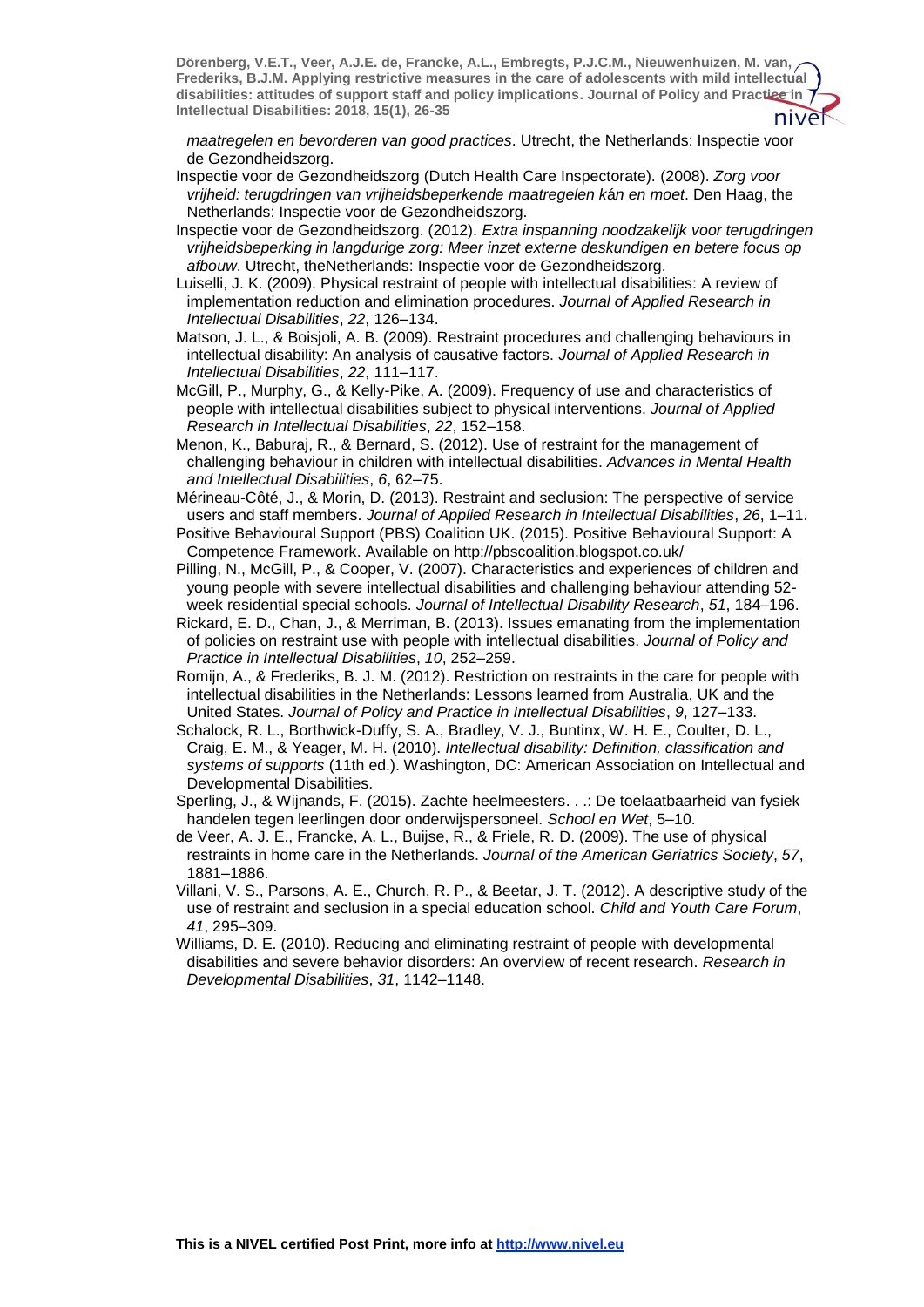*maatregelen en bevorderen van good practices*. Utrecht, the Netherlands: Inspectie voor de Gezondheidszorg.

Inspectie voor de Gezondheidszorg (Dutch Health Care Inspectorate). (2008). *Zorg voor vrijheid: terugdringen van vrijheidsbeperkende maatregelen kán en moet*. Den Haag, the Netherlands: Inspectie voor de Gezondheidszorg.

Inspectie voor de Gezondheidszorg. (2012). *Extra inspanning noodzakelijk voor terugdringen vrijheidsbeperking in langdurige zorg: Meer inzet externe deskundigen en betere focus op afbouw*. Utrecht, theNetherlands: Inspectie voor de Gezondheidszorg.

Luiselli, J. K. (2009). Physical restraint of people with intellectual disabilities: A review of implementation reduction and elimination procedures. *Journal of Applied Research in Intellectual Disabilities*, *22*, 126–134.

Matson, J. L., & Boisjoli, A. B. (2009). Restraint procedures and challenging behaviours in intellectual disability: An analysis of causative factors. *Journal of Applied Research in Intellectual Disabilities*, *22*, 111–117.

McGill, P., Murphy, G., & Kelly-Pike, A. (2009). Frequency of use and characteristics of people with intellectual disabilities subject to physical interventions. *Journal of Applied Research in Intellectual Disabilities*, *22*, 152–158.

Menon, K., Baburaj, R., & Bernard, S. (2012). Use of restraint for the management of challenging behaviour in children with intellectual disabilities. *Advances in Mental Health and Intellectual Disabilities*, *6*, 62–75.

Mérineau-Côté, J., & Morin, D. (2013). Restraint and seclusion: The perspective of service users and staff members. *Journal of Applied Research in Intellectual Disabilities*, *26*, 1–11.

Positive Behavioural Support (PBS) Coalition UK. (2015). Positive Behavioural Support: A Competence Framework. Available on http://pbscoalition.blogspot.co.uk/

Pilling, N., McGill, P., & Cooper, V. (2007). Characteristics and experiences of children and young people with severe intellectual disabilities and challenging behaviour attending 52-week residential special schools. *Journal of Intellectual Disability Research*, *51*, 184–196.

Rickard, E. D., Chan, J., & Merriman, B. (2013). Issues emanating from the implementation of policies on restraint use with people with intellectual disabilities. *Journal of Policy and Practice in Intellectual Disabilities*, *10*, 252–259.

Romijn, A., & Frederiks, B. J. M. (2012). Restriction on restraints in the care for people with intellectual disabilities in the Netherlands: Lessons learned from Australia, UK and the United States. *Journal of Policy and Practice in Intellectual Disabilities*, *9*, 127–133.

Schalock, R. L., Borthwick-Duffy, S. A., Bradley, V. J., Buntinx, W. H. E., Coulter, D. L., Craig, E. M., & Yeager, M. H. (2010). *Intellectual disability: Definition, classification and systems of supports* (11th ed.). Washington, DC: American Association on Intellectual and Developmental Disabilities.

Sperling, J., & Wijnands, F. (2015). Zachte heelmeesters. . .: De toelaatbaarheid van fysiek handelen tegen leerlingen door onderwijspersoneel. *School en Wet*, 5–10.

de Veer, A. J. E., Francke, A. L., Buijse, R., & Friele, R. D. (2009). The use of physical restraints in home care in the Netherlands. *Journal of the American Geriatrics Society*, *57*, 1881–1886.

Villani, V. S., Parsons, A. E., Church, R. P., & Beetar, J. T. (2012). A descriptive study of the use of restraint and seclusion in a special education school. *Child and Youth Care Forum*, *41*, 295–309.

Williams, D. E. (2010). Reducing and eliminating restraint of people with developmental disabilities and severe behavior disorders: An overview of recent research. *Research in Developmental Disabilities*, *31*, 1142–1148.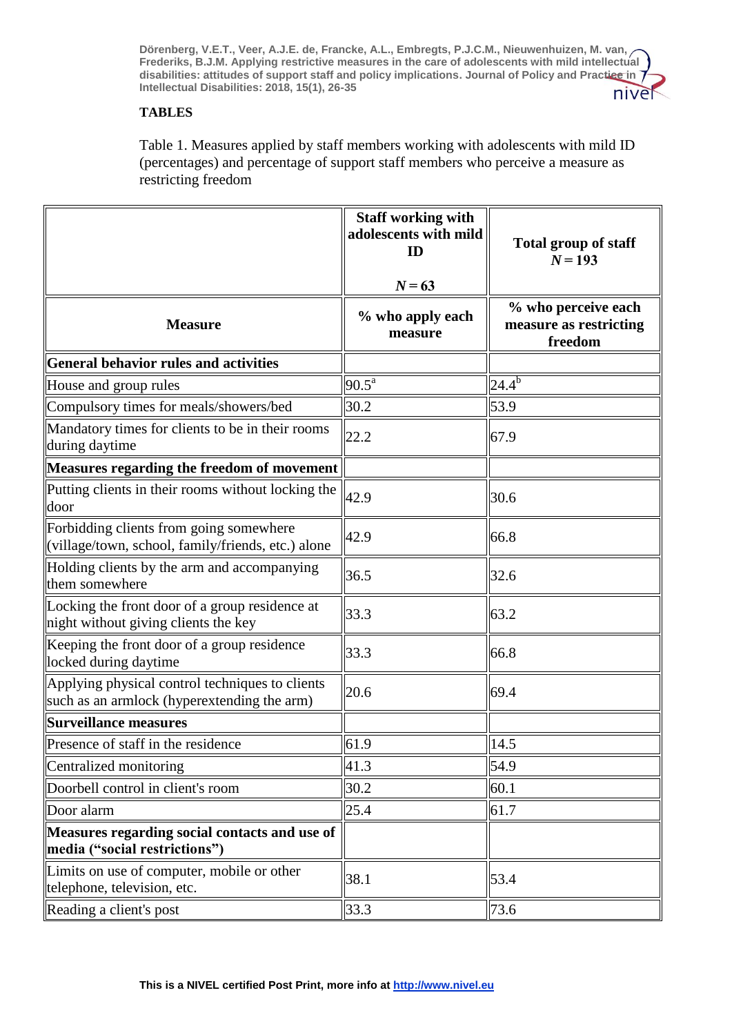## TABLES

Table 1. Measures applied by staff members working with adolescents with mild ID (percentages) and percentage of support staff members who perceive a measure as restricting freedom

| | **Staff working with adolescents with mild ID** $N = 63$ | **Total group of staff** $N = 193$ |
|---|---|---|
| **Measure** | **% who apply each measure** | **% who perceive each measure as restricting freedom** |
| **General behavior rules and activities** | | |
| House and group rules | 90.5[a] | 24.4[b] |
| Compulsory times for meals/showers/bed | 30.2 | 53.9 |
| Mandatory times for clients to be in their rooms during daytime | 22.2 | 67.9 |
| **Measures regarding the freedom of movement** | | |
| Putting clients in their rooms without locking the door | 42.9 | 30.6 |
| Forbidding clients from going somewhere (village/town, school, family/friends, etc.) alone | 42.9 | 66.8 |
| Holding clients by the arm and accompanying them somewhere | 36.5 | 32.6 |
| Locking the front door of a group residence at night without giving clients the key | 33.3 | 63.2 |
| Keeping the front door of a group residence locked during daytime | 33.3 | 66.8 |
| Applying physical control techniques to clients such as an armlock (hyperextending the arm) | 20.6 | 69.4 |
| **Surveillance measures** | | |
| Presence of staff in the residence | 61.9 | 14.5 |
| Centralized monitoring | 41.3 | 54.9 |
| Doorbell control in client's room | 30.2 | 60.1 |
| Door alarm | 25.4 | 61.7 |
| **Measures regarding social contacts and use of media ("social restrictions")** | | |
| Limits on use of computer, mobile or other telephone, television, etc. | 38.1 | 53.4 |
| Reading a client's post | 33.3 | 73.6 |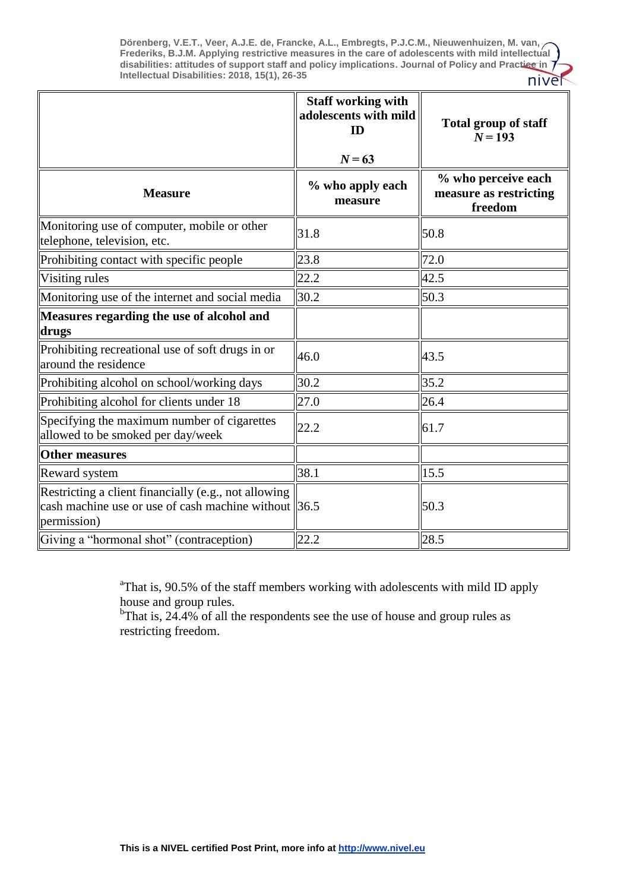| | Staff working with adolescents with mild ID $N = 63$ | Total group of staff $N = 193$ |
|---|---|---|
| **Measure** | **% who apply each measure** | **% who perceive each measure as restricting freedom** |
| Monitoring use of computer, mobile or other telephone, television, etc. | 31.8 | 50.8 |
| Prohibiting contact with specific people | 23.8 | 72.0 |
| Visiting rules | 22.2 | 42.5 |
| Monitoring use of the internet and social media | 30.2 | 50.3 |
| **Measures regarding the use of alcohol and drugs** | | |
| Prohibiting recreational use of soft drugs in or around the residence | 46.0 | 43.5 |
| Prohibiting alcohol on school/working days | 30.2 | 35.2 |
| Prohibiting alcohol for clients under 18 | 27.0 | 26.4 |
| Specifying the maximum number of cigarettes allowed to be smoked per day/week | 22.2 | 61.7 |
| **Other measures** | | |
| Reward system | 38.1 | 15.5 |
| Restricting a client financially (e.g., not allowing cash machine use or use of cash machine without permission) | 36.5 | 50.3 |
| Giving a "hormonal shot" (contraception) | 22.2 | 28.5 |

[a]That is, 90.5% of the staff members working with adolescents with mild ID apply house and group rules.
[b]That is, 24.4% of all the respondents see the use of house and group rules as restricting freedom.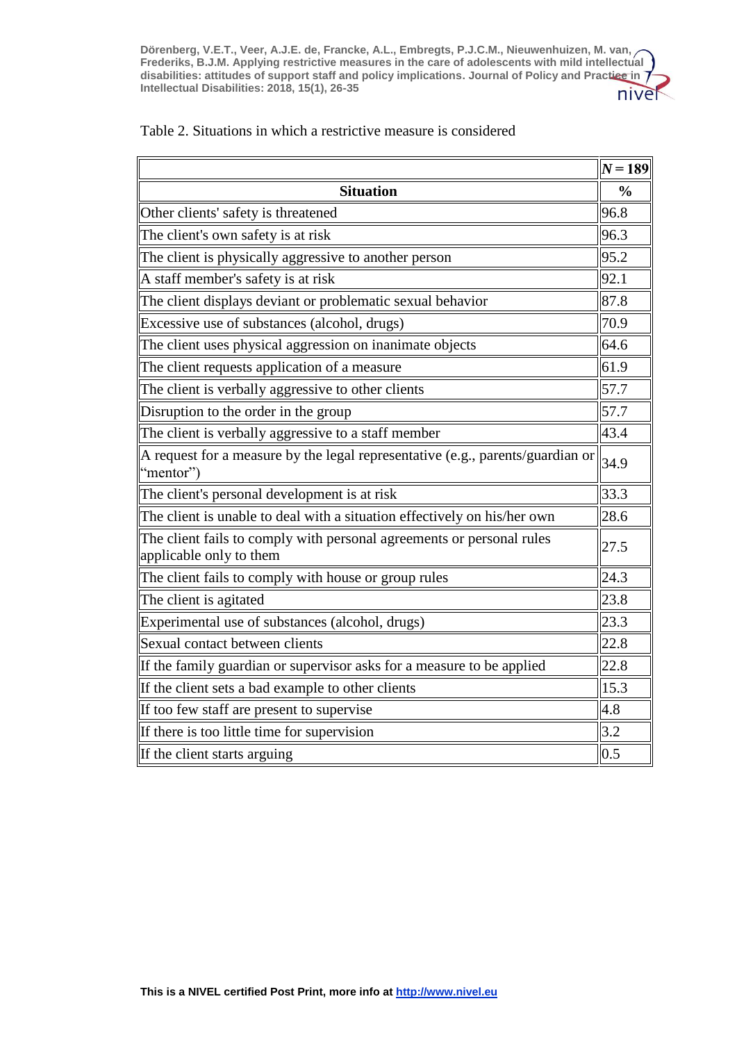Table 2. Situations in which a restrictive measure is considered

| | *N* = 189 |
|---|---|
| **Situation** | **%** |
| Other clients' safety is threatened | 96.8 |
| The client's own safety is at risk | 96.3 |
| The client is physically aggressive to another person | 95.2 |
| A staff member's safety is at risk | 92.1 |
| The client displays deviant or problematic sexual behavior | 87.8 |
| Excessive use of substances (alcohol, drugs) | 70.9 |
| The client uses physical aggression on inanimate objects | 64.6 |
| The client requests application of a measure | 61.9 |
| The client is verbally aggressive to other clients | 57.7 |
| Disruption to the order in the group | 57.7 |
| The client is verbally aggressive to a staff member | 43.4 |
| A request for a measure by the legal representative (e.g., parents/guardian or "mentor") | 34.9 |
| The client's personal development is at risk | 33.3 |
| The client is unable to deal with a situation effectively on his/her own | 28.6 |
| The client fails to comply with personal agreements or personal rules applicable only to them | 27.5 |
| The client fails to comply with house or group rules | 24.3 |
| The client is agitated | 23.8 |
| Experimental use of substances (alcohol, drugs) | 23.3 |
| Sexual contact between clients | 22.8 |
| If the family guardian or supervisor asks for a measure to be applied | 22.8 |
| If the client sets a bad example to other clients | 15.3 |
| If too few staff are present to supervise | 4.8 |
| If there is too little time for supervision | 3.2 |
| If the client starts arguing | 0.5 |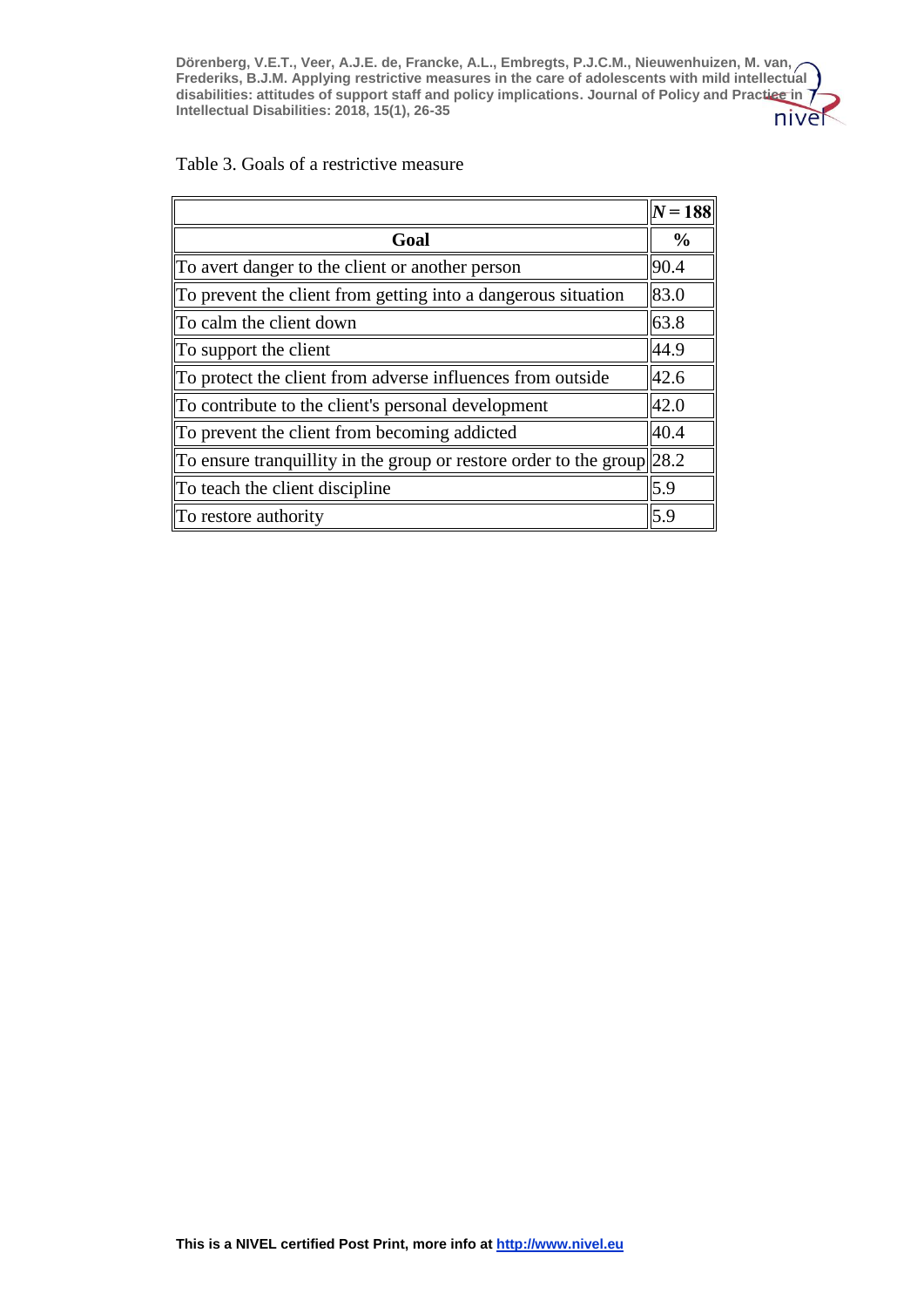Table 3. Goals of a restrictive measure

| | $N = 188$ |
|---|---|
| **Goal** | **%** |
| To avert danger to the client or another person | 90.4 |
| To prevent the client from getting into a dangerous situation | 83.0 |
| To calm the client down | 63.8 |
| To support the client | 44.9 |
| To protect the client from adverse influences from outside | 42.6 |
| To contribute to the client's personal development | 42.0 |
| To prevent the client from becoming addicted | 40.4 |
| To ensure tranquillity in the group or restore order to the group | 28.2 |
| To teach the client discipline | 5.9 |
| To restore authority | 5.9 |